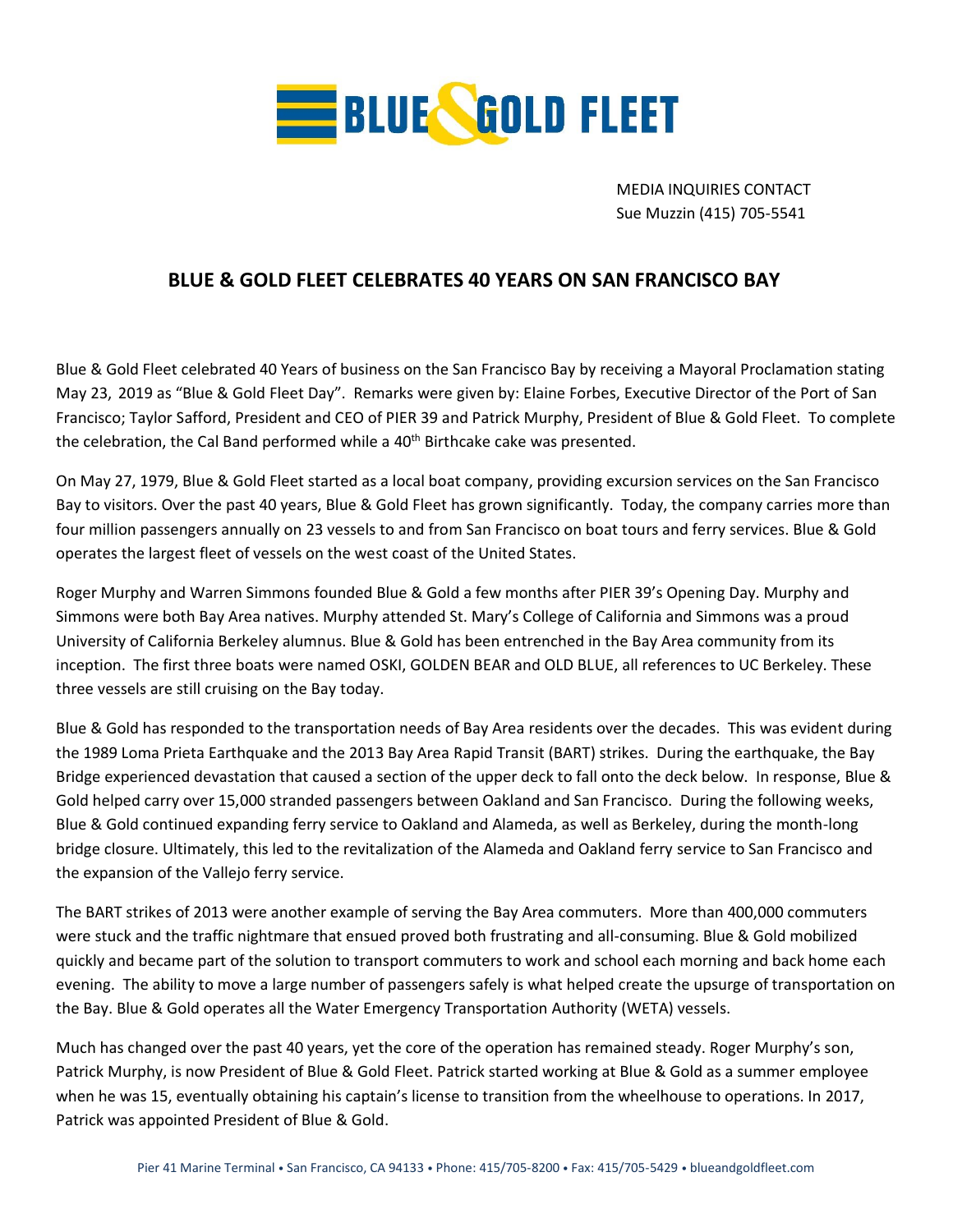BLUE & GOLD FLEET

MEDIA INQUIRIES CONTACT
Sue Muzzin (415) 705-5541

# BLUE & GOLD FLEET CELEBRATES 40 YEARS ON SAN FRANCISCO BAY

Blue & Gold Fleet celebrated 40 Years of business on the San Francisco Bay by receiving a Mayoral Proclamation stating May 23, 2019 as "Blue & Gold Fleet Day". Remarks were given by: Elaine Forbes, Executive Director of the Port of San Francisco; Taylor Safford, President and CEO of PIER 39 and Patrick Murphy, President of Blue & Gold Fleet. To complete the celebration, the Cal Band performed while a 40th Birthcake cake was presented.

On May 27, 1979, Blue & Gold Fleet started as a local boat company, providing excursion services on the San Francisco Bay to visitors. Over the past 40 years, Blue & Gold Fleet has grown significantly. Today, the company carries more than four million passengers annually on 23 vessels to and from San Francisco on boat tours and ferry services. Blue & Gold operates the largest fleet of vessels on the west coast of the United States.

Roger Murphy and Warren Simmons founded Blue & Gold a few months after PIER 39's Opening Day. Murphy and Simmons were both Bay Area natives. Murphy attended St. Mary's College of California and Simmons was a proud University of California Berkeley alumnus. Blue & Gold has been entrenched in the Bay Area community from its inception. The first three boats were named OSKI, GOLDEN BEAR and OLD BLUE, all references to UC Berkeley. These three vessels are still cruising on the Bay today.

Blue & Gold has responded to the transportation needs of Bay Area residents over the decades. This was evident during the 1989 Loma Prieta Earthquake and the 2013 Bay Area Rapid Transit (BART) strikes. During the earthquake, the Bay Bridge experienced devastation that caused a section of the upper deck to fall onto the deck below. In response, Blue & Gold helped carry over 15,000 stranded passengers between Oakland and San Francisco. During the following weeks, Blue & Gold continued expanding ferry service to Oakland and Alameda, as well as Berkeley, during the month-long bridge closure. Ultimately, this led to the revitalization of the Alameda and Oakland ferry service to San Francisco and the expansion of the Vallejo ferry service.

The BART strikes of 2013 were another example of serving the Bay Area commuters. More than 400,000 commuters were stuck and the traffic nightmare that ensued proved both frustrating and all-consuming. Blue & Gold mobilized quickly and became part of the solution to transport commuters to work and school each morning and back home each evening. The ability to move a large number of passengers safely is what helped create the upsurge of transportation on the Bay. Blue & Gold operates all the Water Emergency Transportation Authority (WETA) vessels.

Much has changed over the past 40 years, yet the core of the operation has remained steady. Roger Murphy's son, Patrick Murphy, is now President of Blue & Gold Fleet. Patrick started working at Blue & Gold as a summer employee when he was 15, eventually obtaining his captain's license to transition from the wheelhouse to operations. In 2017, Patrick was appointed President of Blue & Gold.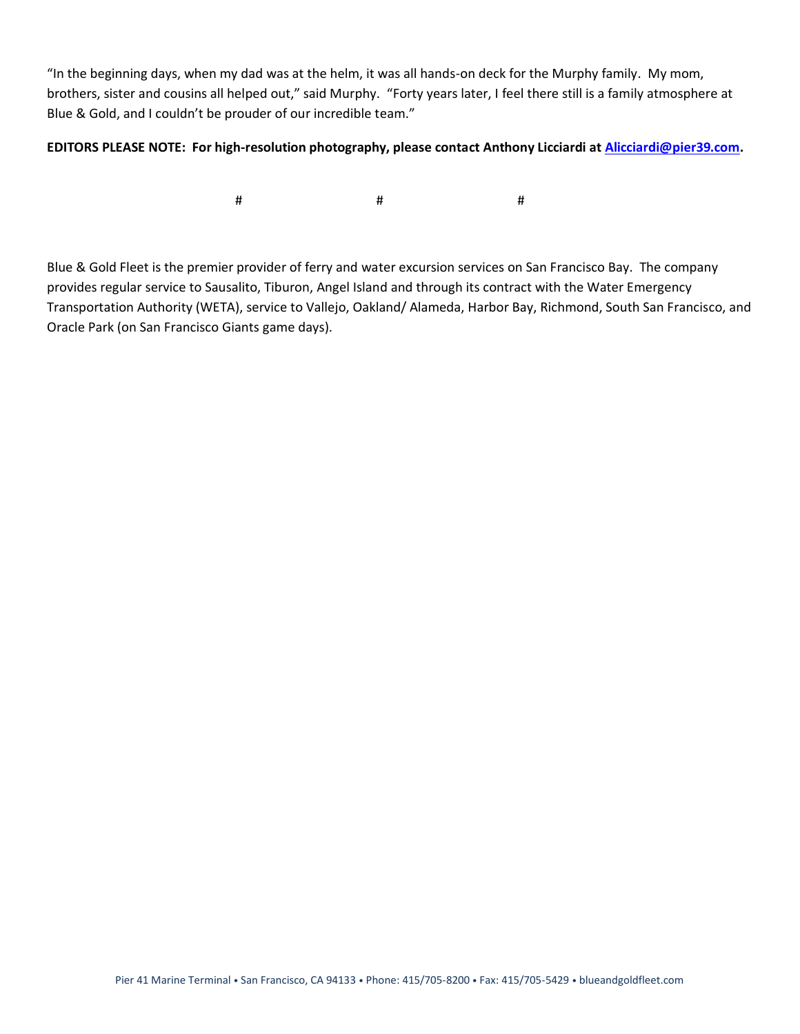"In the beginning days, when my dad was at the helm, it was all hands-on deck for the Murphy family. My mom, brothers, sister and cousins all helped out," said Murphy. "Forty years later, I feel there still is a family atmosphere at Blue & Gold, and I couldn't be prouder of our incredible team."

**EDITORS PLEASE NOTE: For high-resolution photography, please contact Anthony Licciardi at Alicciardi@pier39.com.**

# # #

Blue & Gold Fleet is the premier provider of ferry and water excursion services on San Francisco Bay. The company provides regular service to Sausalito, Tiburon, Angel Island and through its contract with the Water Emergency Transportation Authority (WETA), service to Vallejo, Oakland/ Alameda, Harbor Bay, Richmond, South San Francisco, and Oracle Park (on San Francisco Giants game days).

Pier 41 Marine Terminal • San Francisco, CA 94133 • Phone: 415/705-8200 • Fax: 415/705-5429 • blueandgoldfleet.com